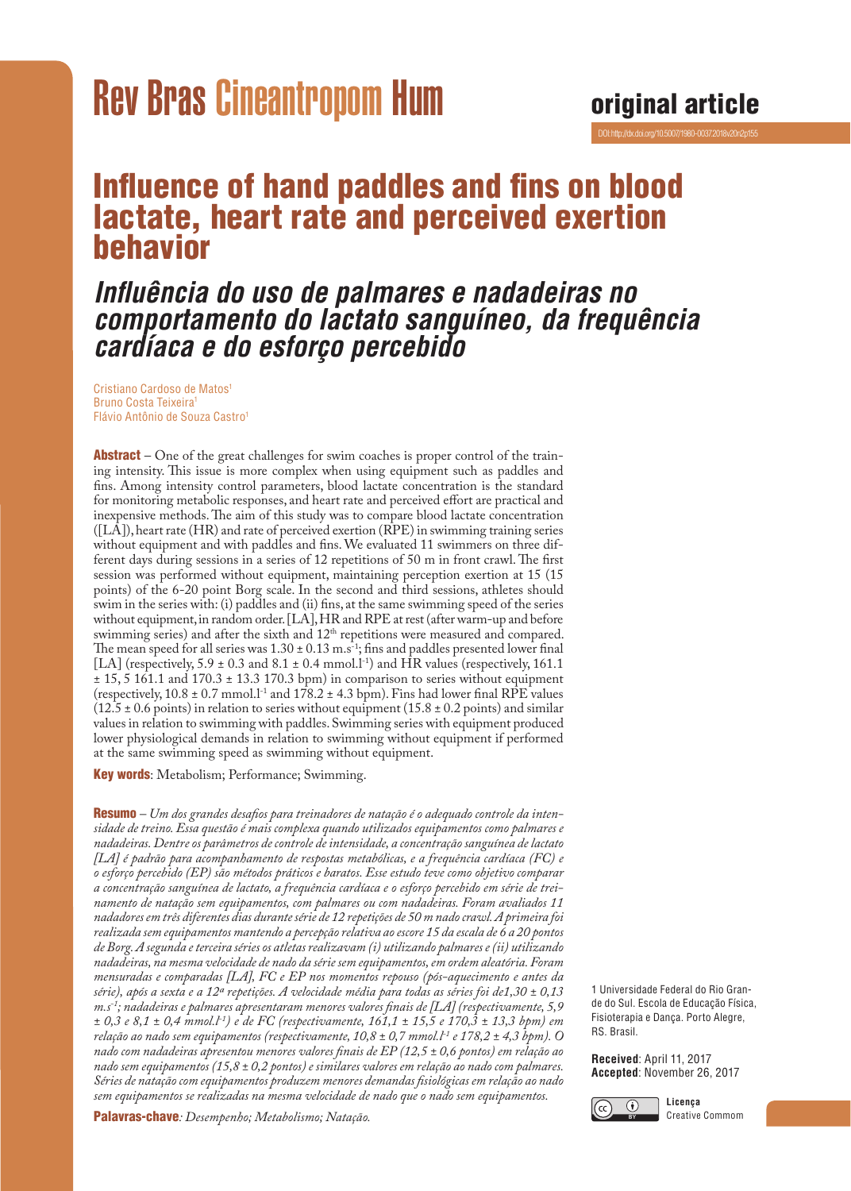original article

DOI: http://dx.doi.org/10.5007/1980-0037.2018v20n2p155

# Influence of hand paddles and fins on blood lactate, heart rate and perceived exertion behavior

## *Influência do uso de palmares e nadadeiras no comportamento do lactato sanguíneo, da frequência cardíaca e do esforço percebido*

Cristiano Cardoso de Matos[1]
Bruno Costa Teixeira[1]
Flávio Antônio de Souza Castro[1]

**Abstract** – One of the great challenges for swim coaches is proper control of the training intensity. This issue is more complex when using equipment such as paddles and fins. Among intensity control parameters, blood lactate concentration is the standard for monitoring metabolic responses, and heart rate and perceived effort are practical and inexpensive methods. The aim of this study was to compare blood lactate concentration ([LA]), heart rate (HR) and rate of perceived exertion (RPE) in swimming training series without equipment and with paddles and fins. We evaluated 11 swimmers on three different days during sessions in a series of 12 repetitions of 50 m in front crawl. The first session was performed without equipment, maintaining perception exertion at 15 (15 points) of the 6-20 point Borg scale. In the second and third sessions, athletes should swim in the series with: (i) paddles and (ii) fins, at the same swimming speed of the series without equipment, in random order. [LA], HR and RPE at rest (after warm-up and before swimming series) and after the sixth and 12th repetitions were measured and compared. The mean speed for all series was $1.30 \pm 0.13$ $m.s^{-1}$; fins and paddles presented lower final [LA] (respectively, $5.9 \pm 0.3$ and $8.1 \pm 0.4$ $mmol.l^{-1}$) and HR values (respectively, 161.1 $\pm$ 15, 5 161.1 and 170.3 $\pm$ 13.3 170.3 bpm) in comparison to series without equipment (respectively, $10.8 \pm 0.7$ $mmol.l^{-1}$ and $178.2 \pm 4.3$ bpm). Fins had lower final RPE values ($12.5 \pm 0.6$ points) in relation to series without equipment ($15.8 \pm 0.2$ points) and similar values in relation to swimming with paddles. Swimming series with equipment produced lower physiological demands in relation to swimming without equipment if performed at the same swimming speed as swimming without equipment.

**Key words**: Metabolism; Performance; Swimming.

**Resumo** – *Um dos grandes desafios para treinadores de natação é o adequado controle da intensidade de treino. Essa questão é mais complexa quando utilizados equipamentos como palmares e nadadeiras. Dentre os parâmetros de controle de intensidade, a concentração sanguínea de lactato [LA] é padrão para acompanhamento de respostas metabólicas, e a frequência cardíaca (FC) e o esforço percebido (EP) são métodos práticos e baratos. Esse estudo teve como objetivo comparar a concentração sanguínea de lactato, a frequência cardíaca e o esforço percebido em série de treinamento de natação sem equipamentos, com palmares ou com nadadeiras. Foram avaliados 11 nadadores em três diferentes dias durante série de 12 repetições de 50 m nado crawl. A primeira foi realizada sem equipamentos mantendo a percepção relativa ao escore 15 da escala de 6 a 20 pontos de Borg. A segunda e terceira séries os atletas realizavam (i) utilizando palmares e (ii) utilizando nadadeiras, na mesma velocidade de nado da série sem equipamentos, em ordem aleatória. Foram mensuradas e comparadas [LA], FC e EP nos momentos repouso (pós-aquecimento e antes da série), após a sexta e a 12ª repetições. A velocidade média para todas as séries foi de1,30 ± 0,13 $m.s^{-1}$; nadadeiras e palmares apresentaram menores valores finais de [LA] (respectivamente, 5,9 ± 0,3 e 8,1 ± 0,4 $mmol.l^{-1}$) e de FC (respectivamente, 161,1 ± 15,5 e 170,3 ± 13,3 bpm) em relação ao nado sem equipamentos (respectivamente, 10,8 ± 0,7 $mmol.l^{-1}$ e 178,2 ± 4,3 bpm). O nado com nadadeiras apresentou menores valores finais de EP (12,5 ± 0,6 pontos) em relação ao nado sem equipamentos (15,8 ± 0,2 pontos) e similares valores em relação ao nado com palmares. Séries de natação com equipamentos produzem menores demandas fisiológicas em relação ao nado sem equipamentos se realizadas na mesma velocidade de nado que o nado sem equipamentos.*

**Palavras-chave**: *Desempenho; Metabolismo; Natação.*

1 Universidade Federal do Rio Grande do Sul. Escola de Educação Física, Fisioterapia e Dança. Porto Alegre, RS. Brasil.

**Received**: April 11, 2017
**Accepted**: November 26, 2017

**Licença**
Creative Commom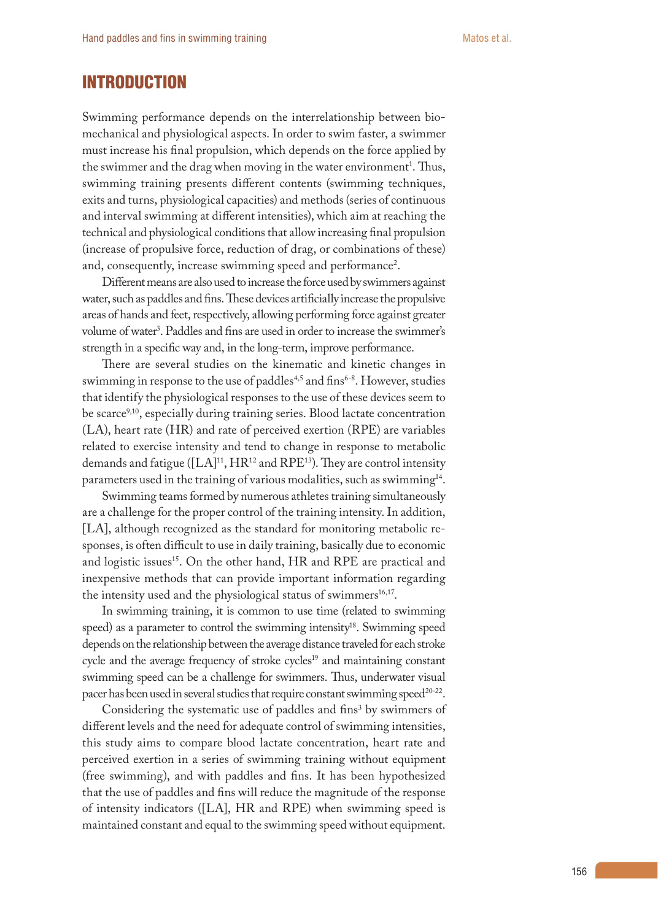# INTRODUCTION

Swimming performance depends on the interrelationship between biomechanical and physiological aspects. In order to swim faster, a swimmer must increase his final propulsion, which depends on the force applied by the swimmer and the drag when moving in the water environment[1]. Thus, swimming training presents different contents (swimming techniques, exits and turns, physiological capacities) and methods (series of continuous and interval swimming at different intensities), which aim at reaching the technical and physiological conditions that allow increasing final propulsion (increase of propulsive force, reduction of drag, or combinations of these) and, consequently, increase swimming speed and performance[2].

Different means are also used to increase the force used by swimmers against water, such as paddles and fins. These devices artificially increase the propulsive areas of hands and feet, respectively, allowing performing force against greater volume of water[3]. Paddles and fins are used in order to increase the swimmer's strength in a specific way and, in the long-term, improve performance.

There are several studies on the kinematic and kinetic changes in swimming in response to the use of paddles[4,5] and fins[6-8]. However, studies that identify the physiological responses to the use of these devices seem to be scarce[9,10], especially during training series. Blood lactate concentration (LA), heart rate (HR) and rate of perceived exertion (RPE) are variables related to exercise intensity and tend to change in response to metabolic demands and fatigue ([LA][11], HR[12] and RPE[13]). They are control intensity parameters used in the training of various modalities, such as swimming[14].

Swimming teams formed by numerous athletes training simultaneously are a challenge for the proper control of the training intensity. In addition, [LA], although recognized as the standard for monitoring metabolic responses, is often difficult to use in daily training, basically due to economic and logistic issues[15]. On the other hand, HR and RPE are practical and inexpensive methods that can provide important information regarding the intensity used and the physiological status of swimmers[16,17].

In swimming training, it is common to use time (related to swimming speed) as a parameter to control the swimming intensity[18]. Swimming speed depends on the relationship between the average distance traveled for each stroke cycle and the average frequency of stroke cycles[19] and maintaining constant swimming speed can be a challenge for swimmers. Thus, underwater visual pacer has been used in several studies that require constant swimming speed[20-22].

Considering the systematic use of paddles and fins[3] by swimmers of different levels and the need for adequate control of swimming intensities, this study aims to compare blood lactate concentration, heart rate and perceived exertion in a series of swimming training without equipment (free swimming), and with paddles and fins. It has been hypothesized that the use of paddles and fins will reduce the magnitude of the response of intensity indicators ([LA], HR and RPE) when swimming speed is maintained constant and equal to the swimming speed without equipment.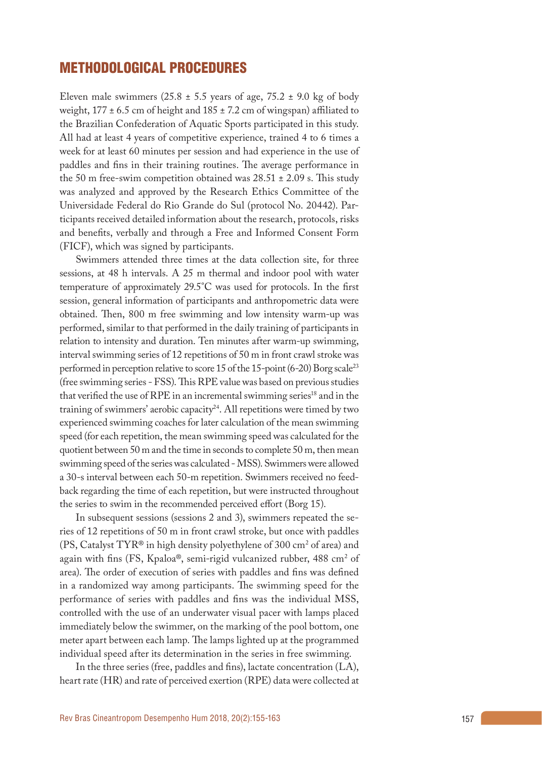## METHODOLOGICAL PROCEDURES

Eleven male swimmers (25.8 ± 5.5 years of age, 75.2 ± 9.0 kg of body weight, 177 ± 6.5 cm of height and 185 ± 7.2 cm of wingspan) affiliated to the Brazilian Confederation of Aquatic Sports participated in this study. All had at least 4 years of competitive experience, trained 4 to 6 times a week for at least 60 minutes per session and had experience in the use of paddles and fins in their training routines. The average performance in the 50 m free-swim competition obtained was 28.51 ± 2.09 s. This study was analyzed and approved by the Research Ethics Committee of the Universidade Federal do Rio Grande do Sul (protocol No. 20442). Participants received detailed information about the research, protocols, risks and benefits, verbally and through a Free and Informed Consent Form (FICF), which was signed by participants.

Swimmers attended three times at the data collection site, for three sessions, at 48 h intervals. A 25 m thermal and indoor pool with water temperature of approximately 29.5°C was used for protocols. In the first session, general information of participants and anthropometric data were obtained. Then, 800 m free swimming and low intensity warm-up was performed, similar to that performed in the daily training of participants in relation to intensity and duration. Ten minutes after warm-up swimming, interval swimming series of 12 repetitions of 50 m in front crawl stroke was performed in perception relative to score 15 of the 15-point (6-20) Borg scale[23] (free swimming series - FSS). This RPE value was based on previous studies that verified the use of RPE in an incremental swimming series[18] and in the training of swimmers' aerobic capacity[24]. All repetitions were timed by two experienced swimming coaches for later calculation of the mean swimming speed (for each repetition, the mean swimming speed was calculated for the quotient between 50 m and the time in seconds to complete 50 m, then mean swimming speed of the series was calculated - MSS). Swimmers were allowed a 30-s interval between each 50-m repetition. Swimmers received no feedback regarding the time of each repetition, but were instructed throughout the series to swim in the recommended perceived effort (Borg 15).

In subsequent sessions (sessions 2 and 3), swimmers repeated the series of 12 repetitions of 50 m in front crawl stroke, but once with paddles (PS, Catalyst TYR® in high density polyethylene of 300 $cm^2$ of area) and again with fins (FS, Kpaloa®, semi-rigid vulcanized rubber, 488 $cm^2$ of area). The order of execution of series with paddles and fins was defined in a randomized way among participants. The swimming speed for the performance of series with paddles and fins was the individual MSS, controlled with the use of an underwater visual pacer with lamps placed immediately below the swimmer, on the marking of the pool bottom, one meter apart between each lamp. The lamps lighted up at the programmed individual speed after its determination in the series in free swimming.

In the three series (free, paddles and fins), lactate concentration (LA), heart rate (HR) and rate of perceived exertion (RPE) data were collected at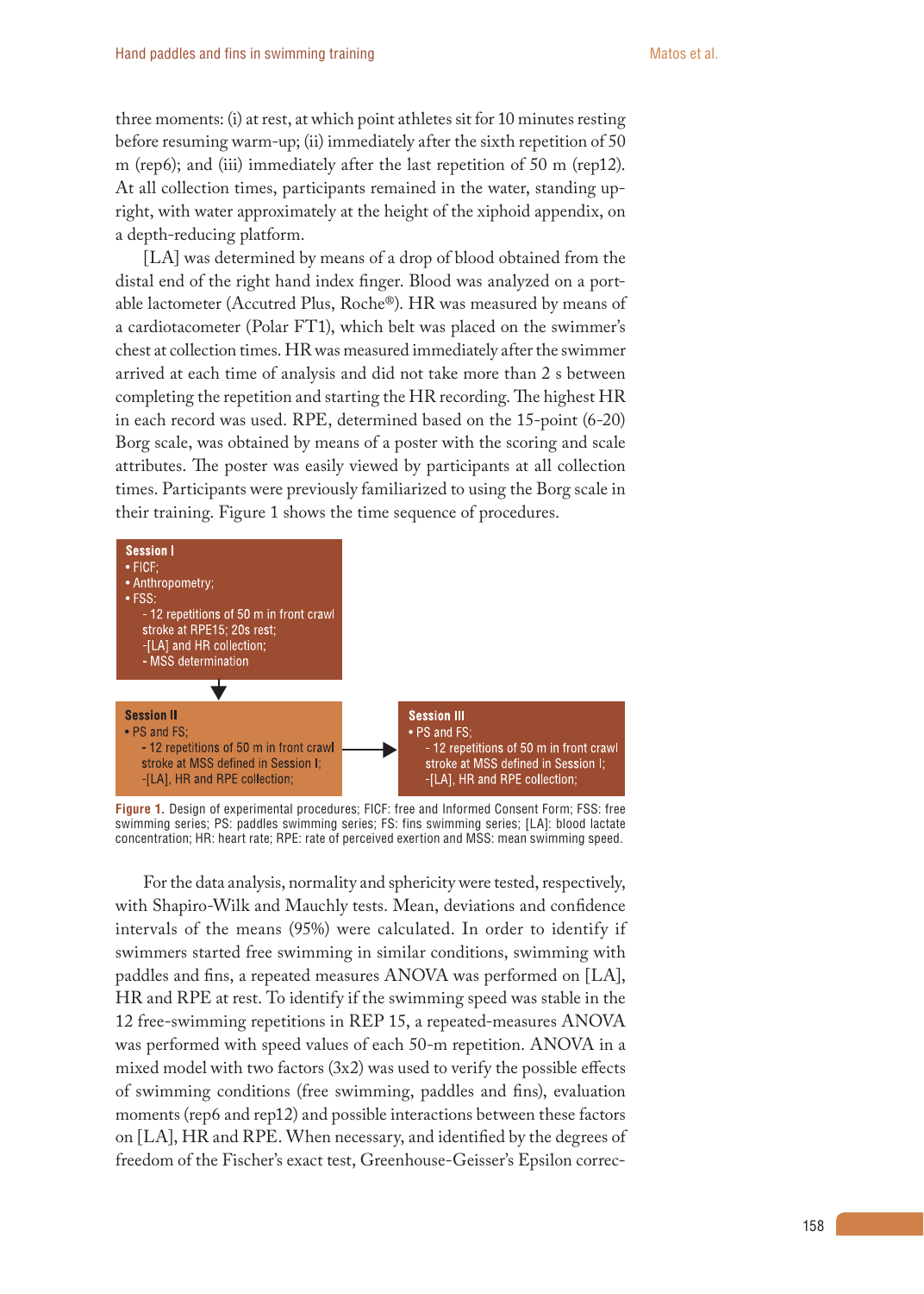three moments: (i) at rest, at which point athletes sit for 10 minutes resting before resuming warm-up; (ii) immediately after the sixth repetition of 50 m (rep6); and (iii) immediately after the last repetition of 50 m (rep12). At all collection times, participants remained in the water, standing upright, with water approximately at the height of the xiphoid appendix, on a depth-reducing platform.

[LA] was determined by means of a drop of blood obtained from the distal end of the right hand index finger. Blood was analyzed on a portable lactometer (Accutred Plus, Roche®). HR was measured by means of a cardiotacometer (Polar FT1), which belt was placed on the swimmer's chest at collection times. HR was measured immediately after the swimmer arrived at each time of analysis and did not take more than 2 s between completing the repetition and starting the HR recording. The highest HR in each record was used. RPE, determined based on the 15-point (6-20) Borg scale, was obtained by means of a poster with the scoring and scale attributes. The poster was easily viewed by participants at all collection times. Participants were previously familiarized to using the Borg scale in their training. Figure 1 shows the time sequence of procedures.

**Session I**
- FICF;
- Anthropometry;
- FSS:
  - 12 repetitions of 50 m in front crawl stroke at RPE15; 20s rest;
  - [LA] and HR collection;
  - MSS determination

**Session II**
- PS and FS;
  - 12 repetitions of 50 m in front crawl stroke at MSS defined in Session I;
  - [LA], HR and RPE collection;

**Session III**
- PS and FS;
  - 12 repetitions of 50 m in front crawl stroke at MSS defined in Session I;
  - [LA], HR and RPE collection;

**Figure 1.** Design of experimental procedures; FICF: free and Informed Consent Form; FSS: free swimming series; PS: paddles swimming series; FS: fins swimming series; [LA]: blood lactate concentration; HR: heart rate; RPE: rate of perceived exertion and MSS: mean swimming speed.

For the data analysis, normality and sphericity were tested, respectively, with Shapiro-Wilk and Mauchly tests. Mean, deviations and confidence intervals of the means (95%) were calculated. In order to identify if swimmers started free swimming in similar conditions, swimming with paddles and fins, a repeated measures ANOVA was performed on [LA], HR and RPE at rest. To identify if the swimming speed was stable in the 12 free-swimming repetitions in REP 15, a repeated-measures ANOVA was performed with speed values of each 50-m repetition. ANOVA in a mixed model with two factors (3x2) was used to verify the possible effects of swimming conditions (free swimming, paddles and fins), evaluation moments (rep6 and rep12) and possible interactions between these factors on [LA], HR and RPE. When necessary, and identified by the degrees of freedom of the Fischer's exact test, Greenhouse-Geisser's Epsilon correc-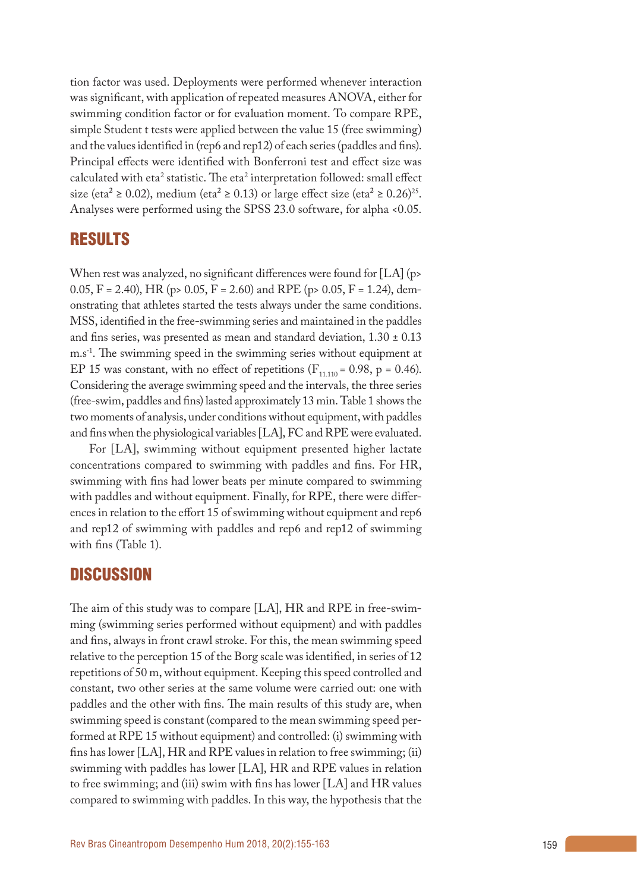tion factor was used. Deployments were performed whenever interaction was significant, with application of repeated measures ANOVA, either for swimming condition factor or for evaluation moment. To compare RPE, simple Student t tests were applied between the value 15 (free swimming) and the values identified in (rep6 and rep12) of each series (paddles and fins). Principal effects were identified with Bonferroni test and effect size was calculated with eta$^2$ statistic. The eta$^2$ interpretation followed: small effect size (eta$^2$ ≥ 0.02), medium (eta$^2$ ≥ 0.13) or large effect size (eta$^2$ ≥ 0.26)[25]. Analyses were performed using the SPSS 23.0 software, for alpha <0.05.

## RESULTS

When rest was analyzed, no significant differences were found for [LA] (p> 0.05, F = 2.40), HR (p> 0.05, F = 2.60) and RPE (p> 0.05, F = 1.24), demonstrating that athletes started the tests always under the same conditions. MSS, identified in the free-swimming series and maintained in the paddles and fins series, was presented as mean and standard deviation, 1.30 ± 0.13 m.s$^{-1}$. The swimming speed in the swimming series without equipment at EP 15 was constant, with no effect of repetitions ($F_{11.110}$ = 0.98, p = 0.46). Considering the average swimming speed and the intervals, the three series (free-swim, paddles and fins) lasted approximately 13 min. Table 1 shows the two moments of analysis, under conditions without equipment, with paddles and fins when the physiological variables [LA], FC and RPE were evaluated.

For [LA], swimming without equipment presented higher lactate concentrations compared to swimming with paddles and fins. For HR, swimming with fins had lower beats per minute compared to swimming with paddles and without equipment. Finally, for RPE, there were differences in relation to the effort 15 of swimming without equipment and rep6 and rep12 of swimming with paddles and rep6 and rep12 of swimming with fins (Table 1).

## DISCUSSION

The aim of this study was to compare [LA], HR and RPE in free-swimming (swimming series performed without equipment) and with paddles and fins, always in front crawl stroke. For this, the mean swimming speed relative to the perception 15 of the Borg scale was identified, in series of 12 repetitions of 50 m, without equipment. Keeping this speed controlled and constant, two other series at the same volume were carried out: one with paddles and the other with fins. The main results of this study are, when swimming speed is constant (compared to the mean swimming speed performed at RPE 15 without equipment) and controlled: (i) swimming with fins has lower [LA], HR and RPE values in relation to free swimming; (ii) swimming with paddles has lower [LA], HR and RPE values in relation to free swimming; and (iii) swim with fins has lower [LA] and HR values compared to swimming with paddles. In this way, the hypothesis that the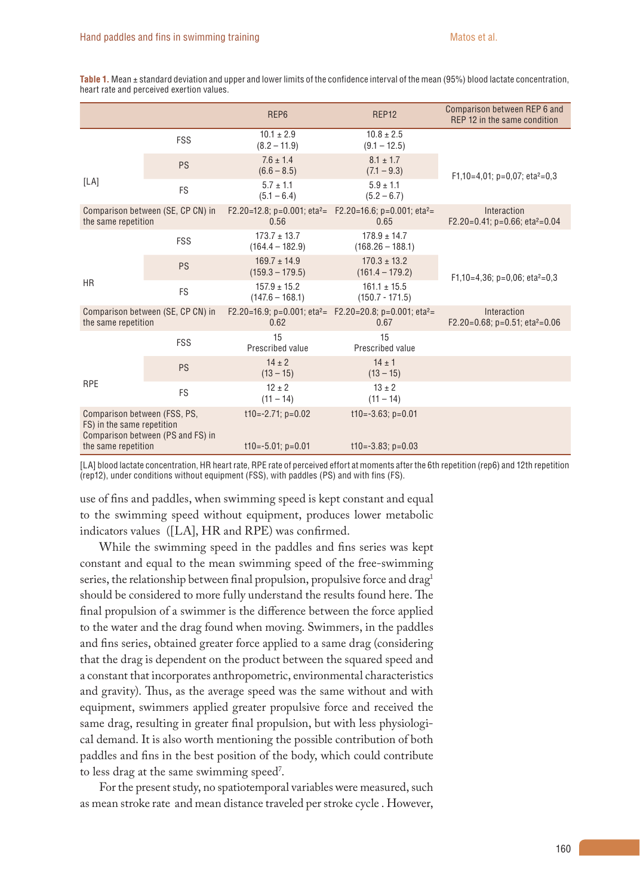**Table 1.** Mean ± standard deviation and upper and lower limits of the confidence interval of the mean (95%) blood lactate concentration, heart rate and perceived exertion values.

| | | REP6 | REP12 | Comparison between REP 6 and REP 12 in the same condition |
|---|---|---|---|---|
| [LA] | FSS | 10.1 ± 2.9 (8.2 – 11.9) | 10.8 ± 2.5 (9.1 – 12.5) | $F_{1,10}$=4,01; p=0,07; eta²=0,3 |
| | PS | 7.6 ± 1.4 (6.6 – 8.5) | 8.1 ± 1.7 (7.1 – 9.3) | |
| | FS | 5.7 ± 1.1 (5.1 – 6.4) | 5.9 ± 1.1 (5.2 – 6.7) | |
| Comparison between (SE, CP CN) in the same repetition | | $F_{2.20}$=12.8; p=0.001; eta²= 0.56 | $F_{2.20}$=16.6; p=0.001; eta²= 0.65 | Interaction $F_{2.20}$=0.41; p=0.66; eta²=0.04 |
| HR | FSS | 173.7 ± 13.7 (164.4 – 182.9) | 178.9 ± 14.7 (168.26 – 188.1) | $F_{1,10}$=4,36; p=0,06; eta²=0,3 |
| | PS | 169.7 ± 14.9 (159.3 – 179.5) | 170.3 ± 13.2 (161.4 – 179.2) | |
| | FS | 157.9 ± 15.2 (147.6 – 168.1) | 161.1 ± 15.5 (150.7 - 171.5) | |
| Comparison between (SE, CP CN) in the same repetition | | $F_{2.20}$=16.9; p=0.001; eta²= 0.62 | $F_{2.20}$=20.8; p=0.001; eta²= 0.67 | Interaction $F_{2.20}$=0.68; p=0.51; eta²=0.06 |
| RPE | FSS | 15 Prescribed value | 15 Prescribed value | |
| | PS | 14 ± 2 (13 – 15) | 14 ± 1 (13 – 15) | |
| | FS | 12 ± 2 (11 – 14) | 13 ± 2 (11 – 14) | |
| Comparison between (FSS, PS, FS) in the same repetition | | $t_{10}$=-2.71; p=0.02 | $t_{10}$=-3.63; p=0.01 | |
| Comparison between (PS and FS) in the same repetition | | $t_{10}$=-5.01; p=0.01 | $t_{10}$=-3.83; p=0.03 | |

[LA] blood lactate concentration, HR heart rate, RPE rate of perceived effort at moments after the 6th repetition (rep6) and 12th repetition (rep12), under conditions without equipment (FSS), with paddles (PS) and with fins (FS).

use of fins and paddles, when swimming speed is kept constant and equal to the swimming speed without equipment, produces lower metabolic indicators values ([LA], HR and RPE) was confirmed.

While the swimming speed in the paddles and fins series was kept constant and equal to the mean swimming speed of the free-swimming series, the relationship between final propulsion, propulsive force and drag[1] should be considered to more fully understand the results found here. The final propulsion of a swimmer is the difference between the force applied to the water and the drag found when moving. Swimmers, in the paddles and fins series, obtained greater force applied to a same drag (considering that the drag is dependent on the product between the squared speed and a constant that incorporates anthropometric, environmental characteristics and gravity). Thus, as the average speed was the same without and with equipment, swimmers applied greater propulsive force and received the same drag, resulting in greater final propulsion, but with less physiological demand. It is also worth mentioning the possible contribution of both paddles and fins in the best position of the body, which could contribute to less drag at the same swimming speed[7].

For the present study, no spatiotemporal variables were measured, such as mean stroke rate and mean distance traveled per stroke cycle . However,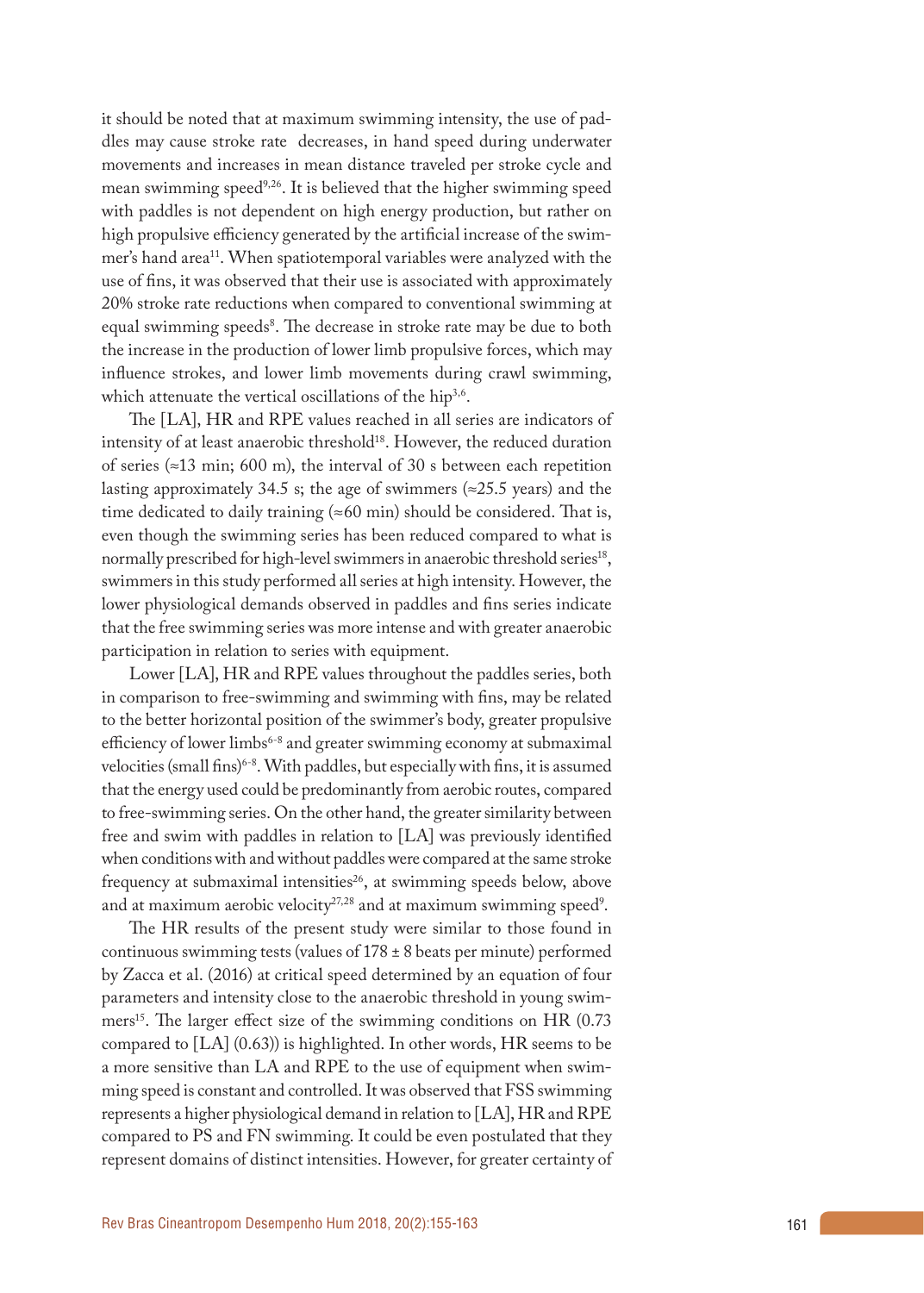it should be noted that at maximum swimming intensity, the use of paddles may cause stroke rate decreases, in hand speed during underwater movements and increases in mean distance traveled per stroke cycle and mean swimming speed[9,26]. It is believed that the higher swimming speed with paddles is not dependent on high energy production, but rather on high propulsive efficiency generated by the artificial increase of the swimmer's hand area[11]. When spatiotemporal variables were analyzed with the use of fins, it was observed that their use is associated with approximately 20% stroke rate reductions when compared to conventional swimming at equal swimming speeds[8]. The decrease in stroke rate may be due to both the increase in the production of lower limb propulsive forces, which may influence strokes, and lower limb movements during crawl swimming, which attenuate the vertical oscillations of the hip[3,6].

The [LA], HR and RPE values reached in all series are indicators of intensity of at least anaerobic threshold[18]. However, the reduced duration of series (≈13 min; 600 m), the interval of 30 s between each repetition lasting approximately 34.5 s; the age of swimmers (≈25.5 years) and the time dedicated to daily training (≈60 min) should be considered. That is, even though the swimming series has been reduced compared to what is normally prescribed for high-level swimmers in anaerobic threshold series[18], swimmers in this study performed all series at high intensity. However, the lower physiological demands observed in paddles and fins series indicate that the free swimming series was more intense and with greater anaerobic participation in relation to series with equipment.

Lower [LA], HR and RPE values throughout the paddles series, both in comparison to free-swimming and swimming with fins, may be related to the better horizontal position of the swimmer's body, greater propulsive efficiency of lower limbs[6-8] and greater swimming economy at submaximal velocities (small fins)[6-8]. With paddles, but especially with fins, it is assumed that the energy used could be predominantly from aerobic routes, compared to free-swimming series. On the other hand, the greater similarity between free and swim with paddles in relation to [LA] was previously identified when conditions with and without paddles were compared at the same stroke frequency at submaximal intensities[26], at swimming speeds below, above and at maximum aerobic velocity[27,28] and at maximum swimming speed[9].

The HR results of the present study were similar to those found in continuous swimming tests (values of 178 ± 8 beats per minute) performed by Zacca et al. (2016) at critical speed determined by an equation of four parameters and intensity close to the anaerobic threshold in young swimmers[15]. The larger effect size of the swimming conditions on HR (0.73 compared to [LA] (0.63)) is highlighted. In other words, HR seems to be a more sensitive than LA and RPE to the use of equipment when swimming speed is constant and controlled. It was observed that FSS swimming represents a higher physiological demand in relation to [LA], HR and RPE compared to PS and FN swimming. It could be even postulated that they represent domains of distinct intensities. However, for greater certainty of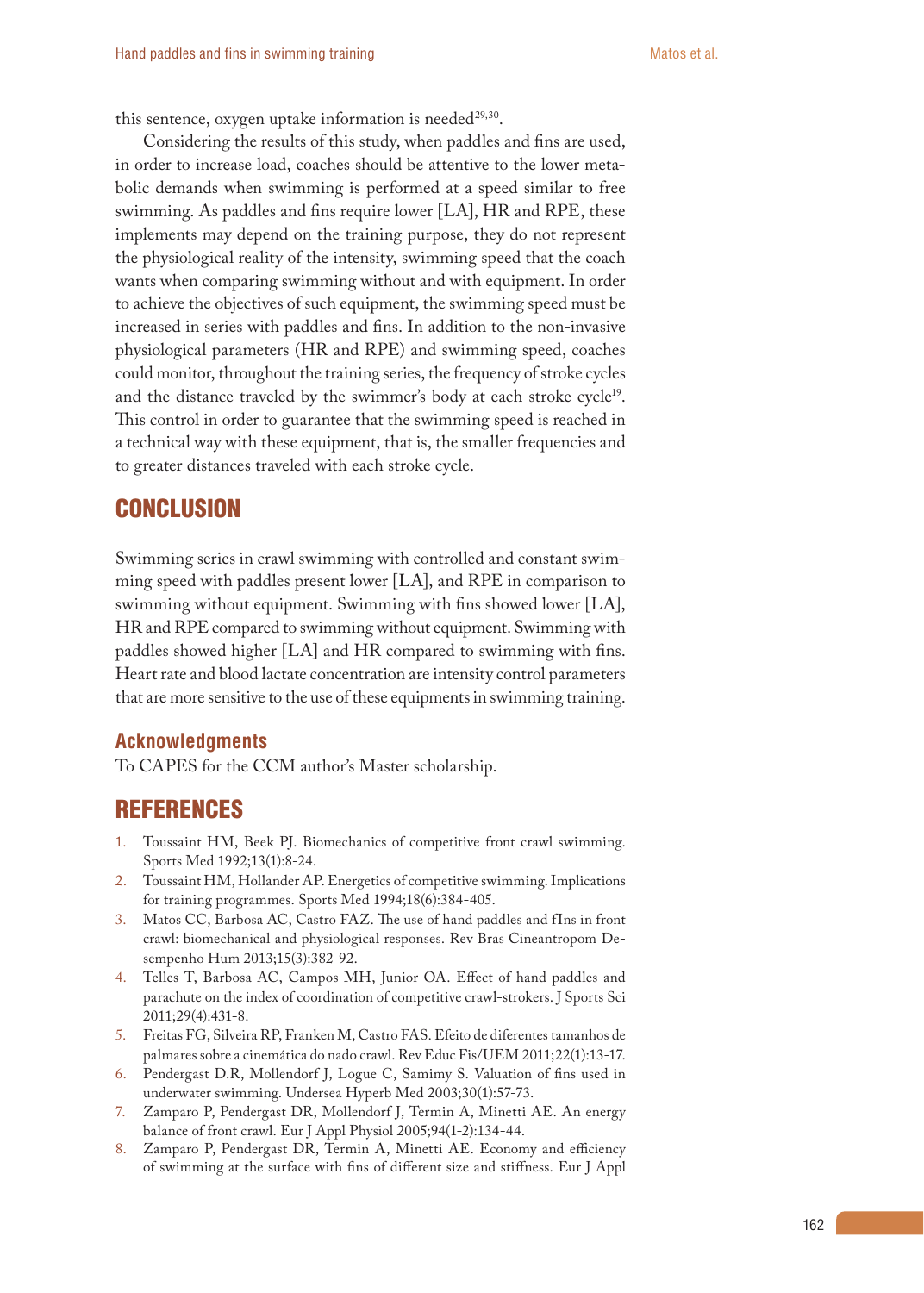this sentence, oxygen uptake information is needed[29,30].

Considering the results of this study, when paddles and fins are used, in order to increase load, coaches should be attentive to the lower metabolic demands when swimming is performed at a speed similar to free swimming. As paddles and fins require lower [LA], HR and RPE, these implements may depend on the training purpose, they do not represent the physiological reality of the intensity, swimming speed that the coach wants when comparing swimming without and with equipment. In order to achieve the objectives of such equipment, the swimming speed must be increased in series with paddles and fins. In addition to the non-invasive physiological parameters (HR and RPE) and swimming speed, coaches could monitor, throughout the training series, the frequency of stroke cycles and the distance traveled by the swimmer's body at each stroke cycle[19]. This control in order to guarantee that the swimming speed is reached in a technical way with these equipment, that is, the smaller frequencies and to greater distances traveled with each stroke cycle.

## CONCLUSION

Swimming series in crawl swimming with controlled and constant swimming speed with paddles present lower [LA], and RPE in comparison to swimming without equipment. Swimming with fins showed lower [LA], HR and RPE compared to swimming without equipment. Swimming with paddles showed higher [LA] and HR compared to swimming with fins. Heart rate and blood lactate concentration are intensity control parameters that are more sensitive to the use of these equipments in swimming training.

### Acknowledgments

To CAPES for the CCM author's Master scholarship.

## REFERENCES

1. Toussaint HM, Beek PJ. Biomechanics of competitive front crawl swimming. Sports Med 1992;13(1):8-24.
2. Toussaint HM, Hollander AP. Energetics of competitive swimming. Implications for training programmes. Sports Med 1994;18(6):384-405.
3. Matos CC, Barbosa AC, Castro FAZ. The use of hand paddles and fIns in front crawl: biomechanical and physiological responses. Rev Bras Cineantropom Desempenho Hum 2013;15(3):382-92.
4. Telles T, Barbosa AC, Campos MH, Junior OA. Effect of hand paddles and parachute on the index of coordination of competitive crawl-strokers. J Sports Sci 2011;29(4):431-8.
5. Freitas FG, Silveira RP, Franken M, Castro FAS. Efeito de diferentes tamanhos de palmares sobre a cinemática do nado crawl. Rev Educ Fis/UEM 2011;22(1):13-17.
6. Pendergast D.R, Mollendorf J, Logue C, Samimy S. Valuation of fins used in underwater swimming. Undersea Hyperb Med 2003;30(1):57-73.
7. Zamparo P, Pendergast DR, Mollendorf J, Termin A, Minetti AE. An energy balance of front crawl. Eur J Appl Physiol 2005;94(1-2):134-44.
8. Zamparo P, Pendergast DR, Termin A, Minetti AE. Economy and efficiency of swimming at the surface with fins of different size and stiffness. Eur J Appl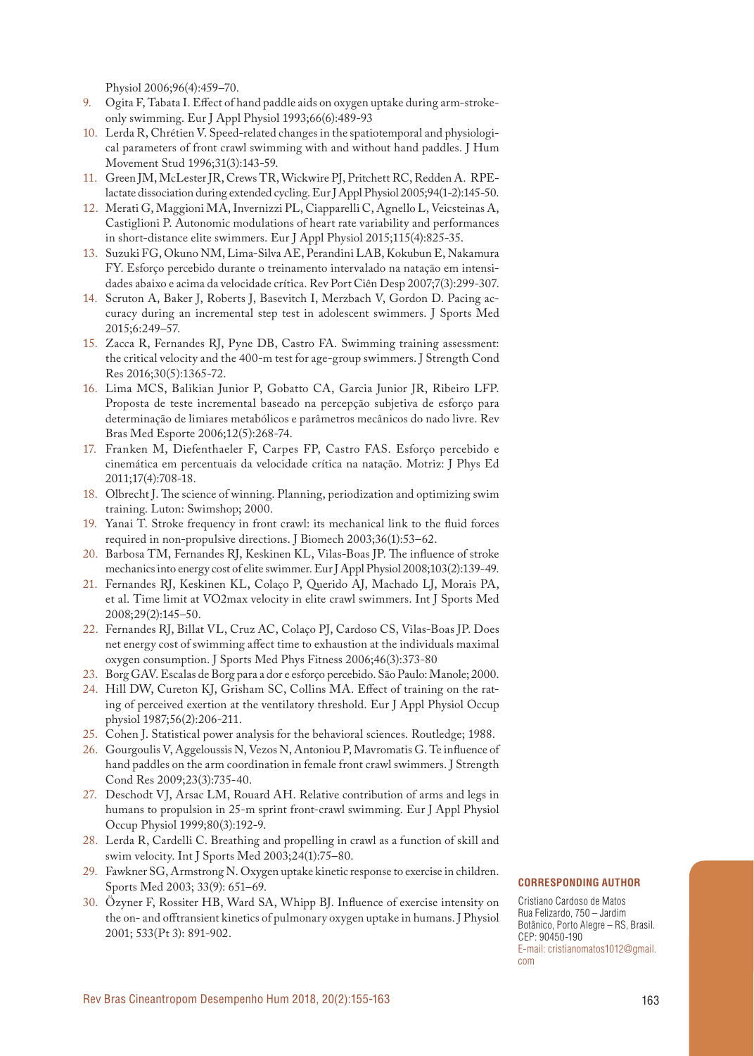Physiol 2006;96(4):459–70.

9. Ogita F, Tabata I. Effect of hand paddle aids on oxygen uptake during arm-stroke-only swimming. Eur J Appl Physiol 1993;66(6):489-93
10. Lerda R, Chrétien V. Speed-related changes in the spatiotemporal and physiological parameters of front crawl swimming with and without hand paddles. J Hum Movement Stud 1996;31(3):143-59.
11. Green JM, McLester JR, Crews TR, Wickwire PJ, Pritchett RC, Redden A. RPE-lactate dissociation during extended cycling. Eur J Appl Physiol 2005;94(1-2):145-50.
12. Merati G, Maggioni MA, Invernizzi PL, Ciapparelli C, Agnello L, Veicsteinas A, Castiglioni P. Autonomic modulations of heart rate variability and performances in short-distance elite swimmers. Eur J Appl Physiol 2015;115(4):825-35.
13. Suzuki FG, Okuno NM, Lima-Silva AE, Perandini LAB, Kokubun E, Nakamura FY. Esforço percebido durante o treinamento intervalado na natação em intensidades abaixo e acima da velocidade crítica. Rev Port Ciên Desp 2007;7(3):299-307.
14. Scruton A, Baker J, Roberts J, Basevitch I, Merzbach V, Gordon D. Pacing accuracy during an incremental step test in adolescent swimmers. J Sports Med 2015;6:249–57.
15. Zacca R, Fernandes RJ, Pyne DB, Castro FA. Swimming training assessment: the critical velocity and the 400-m test for age-group swimmers. J Strength Cond Res 2016;30(5):1365-72.
16. Lima MCS, Balikian Junior P, Gobatto CA, Garcia Junior JR, Ribeiro LFP. Proposta de teste incremental baseado na percepção subjetiva de esforço para determinação de limiares metabólicos e parâmetros mecânicos do nado livre. Rev Bras Med Esporte 2006;12(5):268-74.
17. Franken M, Diefenthaeler F, Carpes FP, Castro FAS. Esforço percebido e cinemática em percentuais da velocidade crítica na natação. Motriz: J Phys Ed 2011;17(4):708-18.
18. Olbrecht J. The science of winning. Planning, periodization and optimizing swim training. Luton: Swimshop; 2000.
19. Yanai T. Stroke frequency in front crawl: its mechanical link to the fluid forces required in non-propulsive directions. J Biomech 2003;36(1):53–62.
20. Barbosa TM, Fernandes RJ, Keskinen KL, Vilas-Boas JP. The influence of stroke mechanics into energy cost of elite swimmer. Eur J Appl Physiol 2008;103(2):139-49.
21. Fernandes RJ, Keskinen KL, Colaço P, Querido AJ, Machado LJ, Morais PA, et al. Time limit at VO2max velocity in elite crawl swimmers. Int J Sports Med 2008;29(2):145–50.
22. Fernandes RJ, Billat VL, Cruz AC, Colaço PJ, Cardoso CS, Vilas-Boas JP. Does net energy cost of swimming affect time to exhaustion at the individuals maximal oxygen consumption. J Sports Med Phys Fitness 2006;46(3):373-80
23. Borg GAV. Escalas de Borg para a dor e esforço percebido. São Paulo: Manole; 2000.
24. Hill DW, Cureton KJ, Grisham SC, Collins MA. Effect of training on the rating of perceived exertion at the ventilatory threshold. Eur J Appl Physiol Occup physiol 1987;56(2):206-211.
25. Cohen J. Statistical power analysis for the behavioral sciences. Routledge; 1988.
26. Gourgoulis V, Aggeloussis N, Vezos N, Antoniou P, Mavromatis G. Te influence of hand paddles on the arm coordination in female front crawl swimmers. J Strength Cond Res 2009;23(3):735-40.
27. Deschodt VJ, Arsac LM, Rouard AH. Relative contribution of arms and legs in humans to propulsion in 25-m sprint front-crawl swimming. Eur J Appl Physiol Occup Physiol 1999;80(3):192-9.
28. Lerda R, Cardelli C. Breathing and propelling in crawl as a function of skill and swim velocity. Int J Sports Med 2003;24(1):75–80.
29. Fawkner SG, Armstrong N. Oxygen uptake kinetic response to exercise in children. Sports Med 2003; 33(9): 651–69.
30. Özyner F, Rossiter HB, Ward SA, Whipp BJ. Influence of exercise intensity on the on- and offtransient kinetics of pulmonary oxygen uptake in humans. J Physiol 2001; 533(Pt 3): 891-902.

**CORRESPONDING AUTHOR**

Cristiano Cardoso de Matos
Rua Felizardo, 750 – Jardim Botânico, Porto Alegre – RS, Brasil.
CEP: 90450-190
E-mail: cristianomatos1012@gmail.com